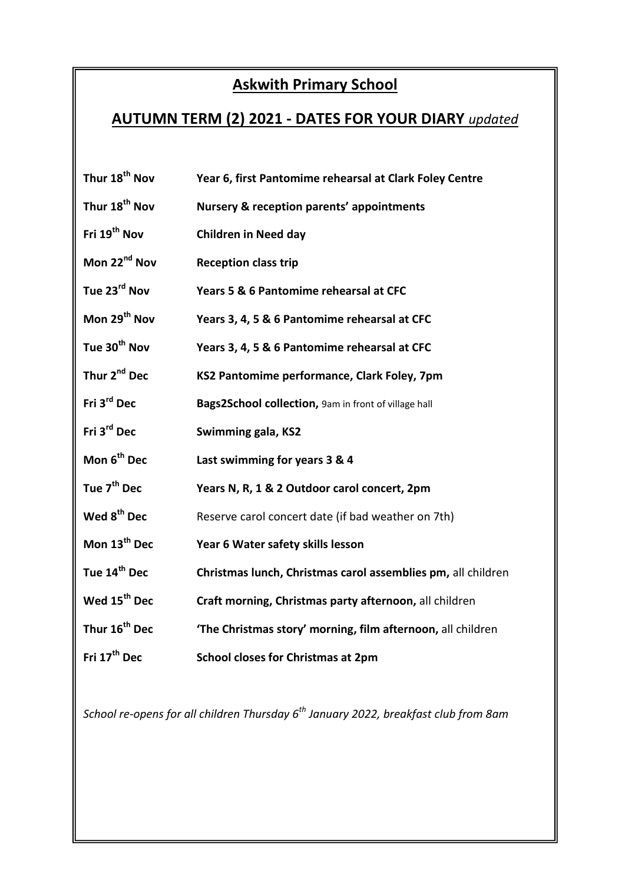# Askwith Primary School

## AUTUMN TERM (2) 2021 - DATES FOR YOUR DIARY *updated*

| | |
|---|---|
| **Thur 18th Nov** | **Year 6, first Pantomime rehearsal at Clark Foley Centre** |
| **Thur 18th Nov** | **Nursery & reception parents' appointments** |
| **Fri 19th Nov** | **Children in Need day** |
| **Mon 22nd Nov** | **Reception class trip** |
| **Tue 23rd Nov** | **Years 5 & 6 Pantomime rehearsal at CFC** |
| **Mon 29th Nov** | **Years 3, 4, 5 & 6 Pantomime rehearsal at CFC** |
| **Tue 30th Nov** | **Years 3, 4, 5 & 6 Pantomime rehearsal at CFC** |
| **Thur 2nd Dec** | **KS2 Pantomime performance, Clark Foley, 7pm** |
| **Fri 3rd Dec** | **Bags2School collection,** 9am in front of village hall |
| **Fri 3rd Dec** | **Swimming gala, KS2** |
| **Mon 6th Dec** | **Last swimming for years 3 & 4** |
| **Tue 7th Dec** | **Years N, R, 1 & 2 Outdoor carol concert, 2pm** |
| **Wed 8th Dec** | Reserve carol concert date (if bad weather on 7th) |
| **Mon 13th Dec** | **Year 6 Water safety skills lesson** |
| **Tue 14th Dec** | **Christmas lunch, Christmas carol assemblies pm,** all children |
| **Wed 15th Dec** | **Craft morning, Christmas party afternoon,** all children |
| **Thur 16th Dec** | **'The Christmas story' morning, film afternoon,** all children |
| **Fri 17th Dec** | **School closes for Christmas at 2pm** |

*School re-opens for all children Thursday 6th January 2022, breakfast club from 8am*